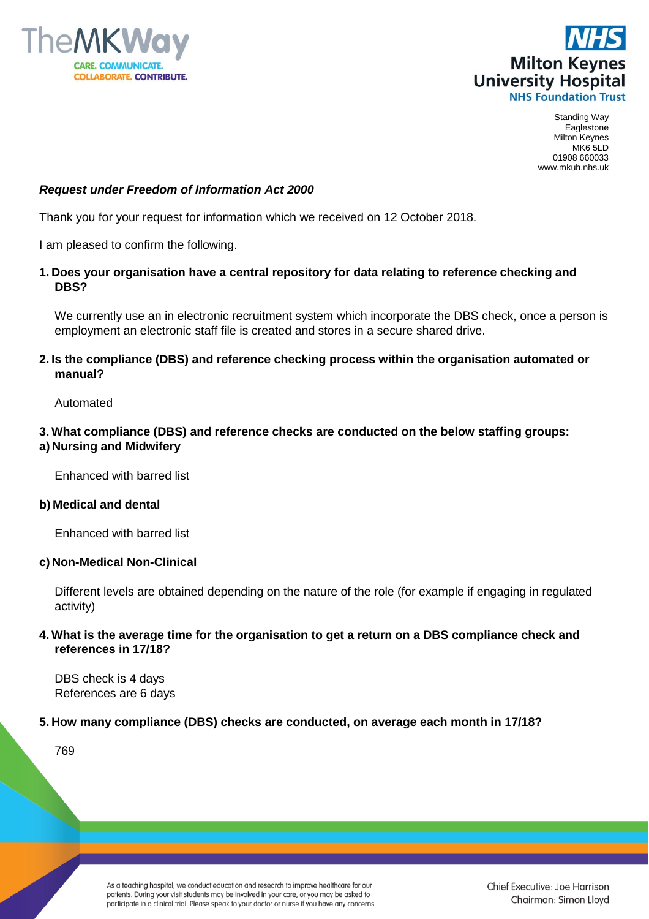Standing Way
Eaglestone
Milton Keynes
MK6 5LD
01908 660033
www.mkuh.nhs.uk

***Request under Freedom of Information Act 2000***

Thank you for your request for information which we received on 12 October 2018.

I am pleased to confirm the following.

**1. Does your organisation have a central repository for data relating to reference checking and DBS?**

We currently use an in electronic recruitment system which incorporate the DBS check, once a person is employment an electronic staff file is created and stores in a secure shared drive.

**2. Is the compliance (DBS) and reference checking process within the organisation automated or manual?**

Automated

**3. What compliance (DBS) and reference checks are conducted on the below staffing groups:**

**a) Nursing and Midwifery**

Enhanced with barred list

**b) Medical and dental**

Enhanced with barred list

**c) Non-Medical Non-Clinical**

Different levels are obtained depending on the nature of the role (for example if engaging in regulated activity)

**4. What is the average time for the organisation to get a return on a DBS compliance check and references in 17/18?**

DBS check is 4 days
References are 6 days

**5. How many compliance (DBS) checks are conducted, on average each month in 17/18?**

769

As a teaching hospital, we conduct education and research to improve healthcare for our patients. During your visit students may be involved in your care, or you may be asked to participate in a clinical trial. Please speak to your doctor or nurse if you have any concerns.

Chief Executive: Joe Harrison
Chairman: Simon Lloyd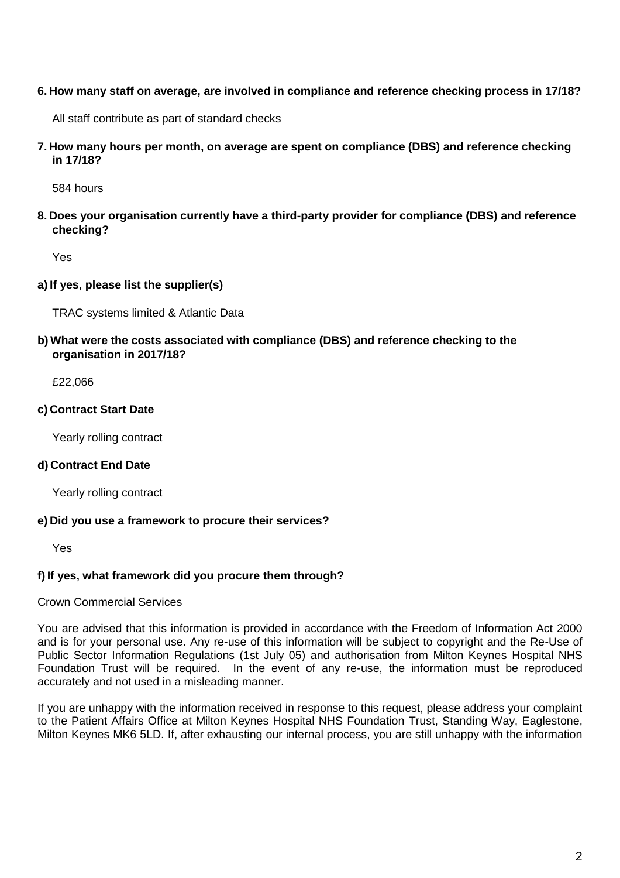**6. How many staff on average, are involved in compliance and reference checking process in 17/18?**

All staff contribute as part of standard checks

**7. How many hours per month, on average are spent on compliance (DBS) and reference checking in 17/18?**

584 hours

**8. Does your organisation currently have a third-party provider for compliance (DBS) and reference checking?**

Yes

**a) If yes, please list the supplier(s)**

TRAC systems limited & Atlantic Data

**b) What were the costs associated with compliance (DBS) and reference checking to the organisation in 2017/18?**

£22,066

**c) Contract Start Date**

Yearly rolling contract

**d) Contract End Date**

Yearly rolling contract

**e) Did you use a framework to procure their services?**

Yes

**f) If yes, what framework did you procure them through?**

Crown Commercial Services

You are advised that this information is provided in accordance with the Freedom of Information Act 2000 and is for your personal use. Any re-use of this information will be subject to copyright and the Re-Use of Public Sector Information Regulations (1st July 05) and authorisation from Milton Keynes Hospital NHS Foundation Trust will be required. In the event of any re-use, the information must be reproduced accurately and not used in a misleading manner.

If you are unhappy with the information received in response to this request, please address your complaint to the Patient Affairs Office at Milton Keynes Hospital NHS Foundation Trust, Standing Way, Eaglestone, Milton Keynes MK6 5LD. If, after exhausting our internal process, you are still unhappy with the information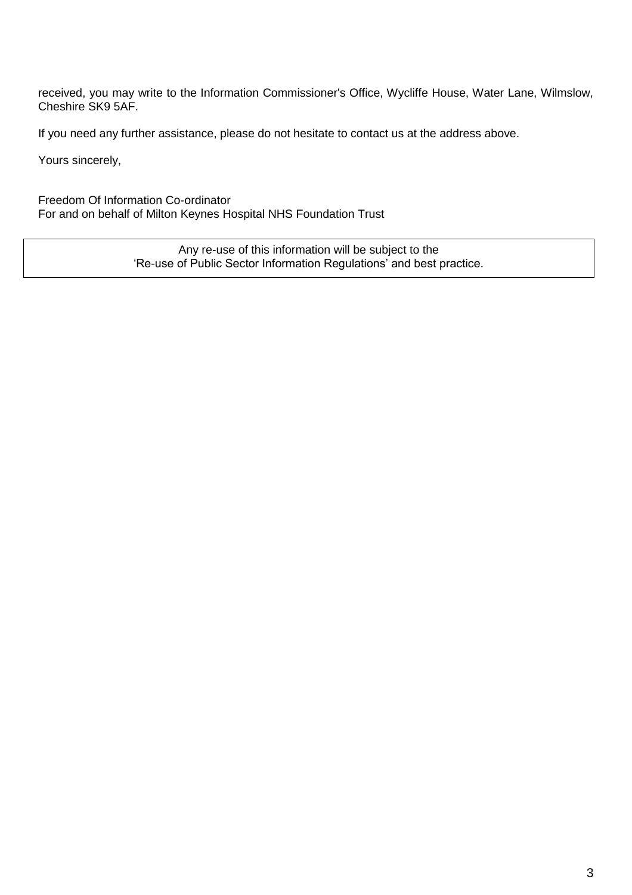received, you may write to the Information Commissioner's Office, Wycliffe House, Water Lane, Wilmslow, Cheshire SK9 5AF.

If you need any further assistance, please do not hesitate to contact us at the address above.

Yours sincerely,

Freedom Of Information Co-ordinator
For and on behalf of Milton Keynes Hospital NHS Foundation Trust

| |
|---|
| Any re-use of this information will be subject to the 'Re-use of Public Sector Information Regulations' and best practice. |